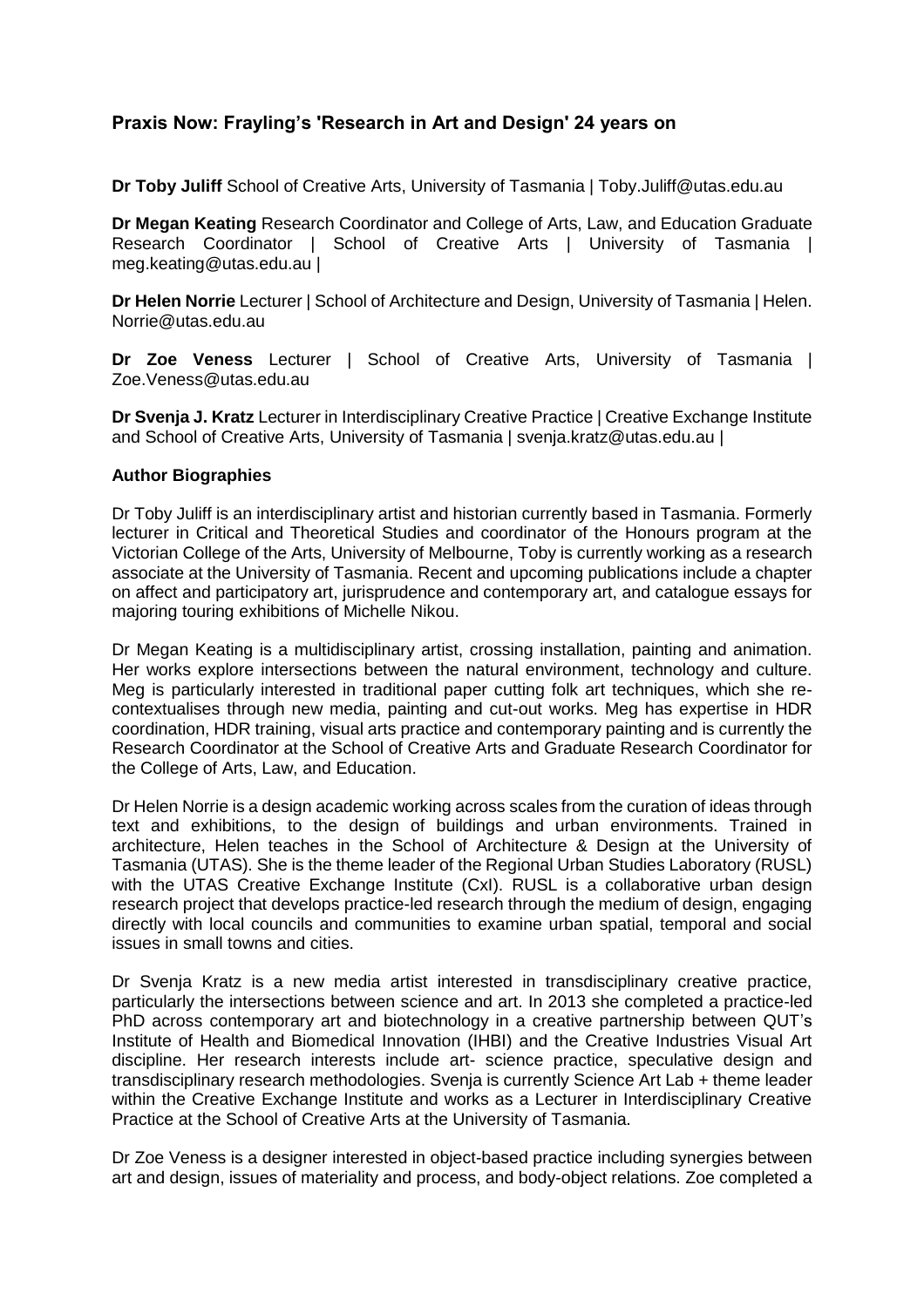## Praxis Now: Frayling's 'Research in Art and Design' 24 years on

**Dr Toby Juliff** School of Creative Arts, University of Tasmania | Toby.Juliff@utas.edu.au

**Dr Megan Keating** Research Coordinator and College of Arts, Law, and Education Graduate Research Coordinator | School of Creative Arts | University of Tasmania | meg.keating@utas.edu.au |

**Dr Helen Norrie** Lecturer | School of Architecture and Design, University of Tasmania | Helen. Norrie@utas.edu.au

**Dr Zoe Veness** Lecturer | School of Creative Arts, University of Tasmania | Zoe.Veness@utas.edu.au

**Dr Svenja J. Kratz** Lecturer in Interdisciplinary Creative Practice | Creative Exchange Institute and School of Creative Arts, University of Tasmania | svenja.kratz@utas.edu.au |

### Author Biographies

Dr Toby Juliff is an interdisciplinary artist and historian currently based in Tasmania. Formerly lecturer in Critical and Theoretical Studies and coordinator of the Honours program at the Victorian College of the Arts, University of Melbourne, Toby is currently working as a research associate at the University of Tasmania. Recent and upcoming publications include a chapter on affect and participatory art, jurisprudence and contemporary art, and catalogue essays for majoring touring exhibitions of Michelle Nikou.

Dr Megan Keating is a multidisciplinary artist, crossing installation, painting and animation. Her works explore intersections between the natural environment, technology and culture. Meg is particularly interested in traditional paper cutting folk art techniques, which she re-contextualises through new media, painting and cut-out works. Meg has expertise in HDR coordination, HDR training, visual arts practice and contemporary painting and is currently the Research Coordinator at the School of Creative Arts and Graduate Research Coordinator for the College of Arts, Law, and Education.

Dr Helen Norrie is a design academic working across scales from the curation of ideas through text and exhibitions, to the design of buildings and urban environments. Trained in architecture, Helen teaches in the School of Architecture & Design at the University of Tasmania (UTAS). She is the theme leader of the Regional Urban Studies Laboratory (RUSL) with the UTAS Creative Exchange Institute (CxI). RUSL is a collaborative urban design research project that develops practice-led research through the medium of design, engaging directly with local councils and communities to examine urban spatial, temporal and social issues in small towns and cities.

Dr Svenja Kratz is a new media artist interested in transdisciplinary creative practice, particularly the intersections between science and art. In 2013 she completed a practice-led PhD across contemporary art and biotechnology in a creative partnership between QUT's Institute of Health and Biomedical Innovation (IHBI) and the Creative Industries Visual Art discipline. Her research interests include art- science practice, speculative design and transdisciplinary research methodologies. Svenja is currently Science Art Lab + theme leader within the Creative Exchange Institute and works as a Lecturer in Interdisciplinary Creative Practice at the School of Creative Arts at the University of Tasmania.

Dr Zoe Veness is a designer interested in object-based practice including synergies between art and design, issues of materiality and process, and body-object relations. Zoe completed a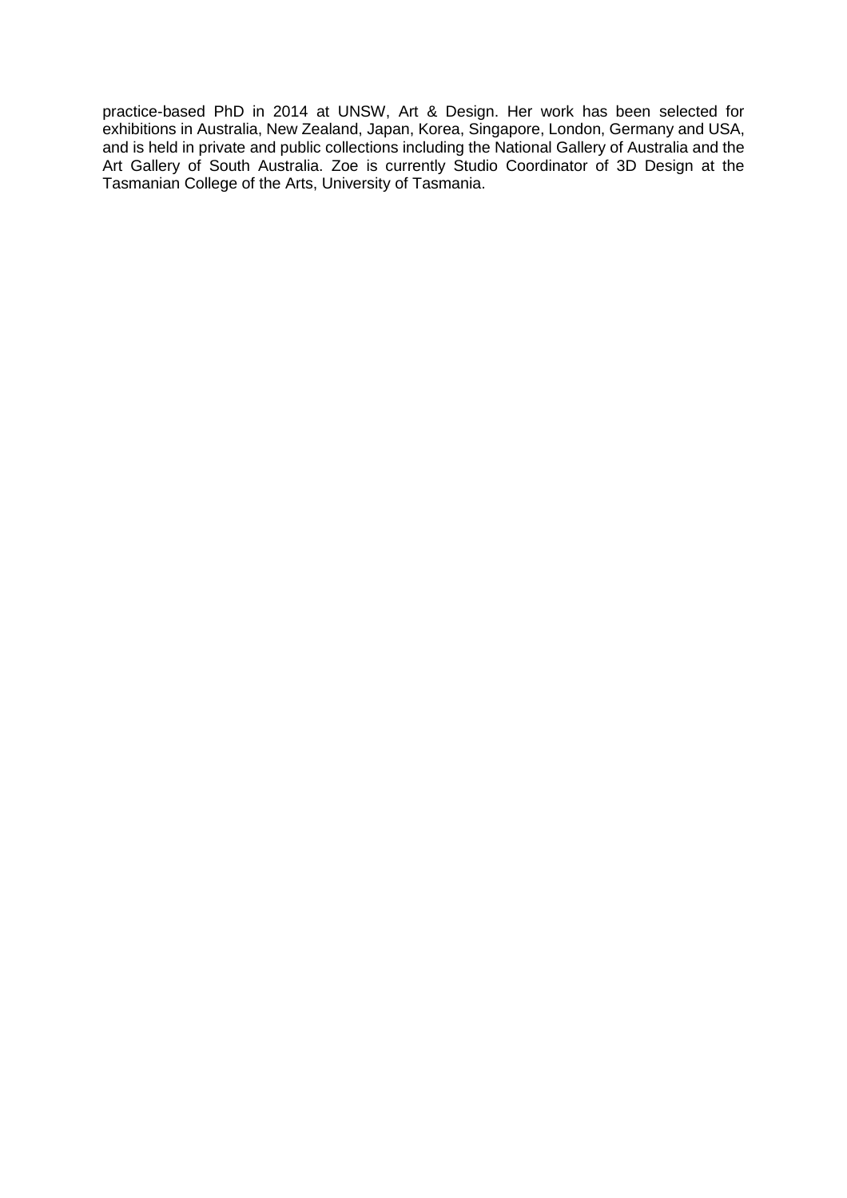practice-based PhD in 2014 at UNSW, Art & Design. Her work has been selected for exhibitions in Australia, New Zealand, Japan, Korea, Singapore, London, Germany and USA, and is held in private and public collections including the National Gallery of Australia and the Art Gallery of South Australia. Zoe is currently Studio Coordinator of 3D Design at the Tasmanian College of the Arts, University of Tasmania.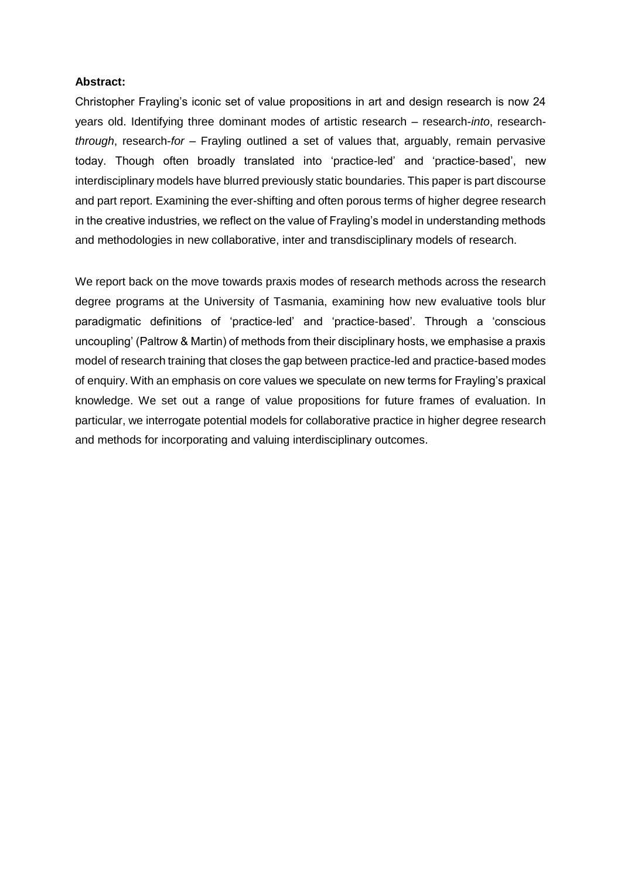**Abstract:**

Christopher Frayling's iconic set of value propositions in art and design research is now 24 years old. Identifying three dominant modes of artistic research – research-*into*, research-*through*, research-*for* – Frayling outlined a set of values that, arguably, remain pervasive today. Though often broadly translated into 'practice-led' and 'practice-based', new interdisciplinary models have blurred previously static boundaries. This paper is part discourse and part report. Examining the ever-shifting and often porous terms of higher degree research in the creative industries, we reflect on the value of Frayling's model in understanding methods and methodologies in new collaborative, inter and transdisciplinary models of research.

We report back on the move towards praxis modes of research methods across the research degree programs at the University of Tasmania, examining how new evaluative tools blur paradigmatic definitions of 'practice-led' and 'practice-based'. Through a 'conscious uncoupling' (Paltrow & Martin) of methods from their disciplinary hosts, we emphasise a praxis model of research training that closes the gap between practice-led and practice-based modes of enquiry. With an emphasis on core values we speculate on new terms for Frayling's praxical knowledge. We set out a range of value propositions for future frames of evaluation. In particular, we interrogate potential models for collaborative practice in higher degree research and methods for incorporating and valuing interdisciplinary outcomes.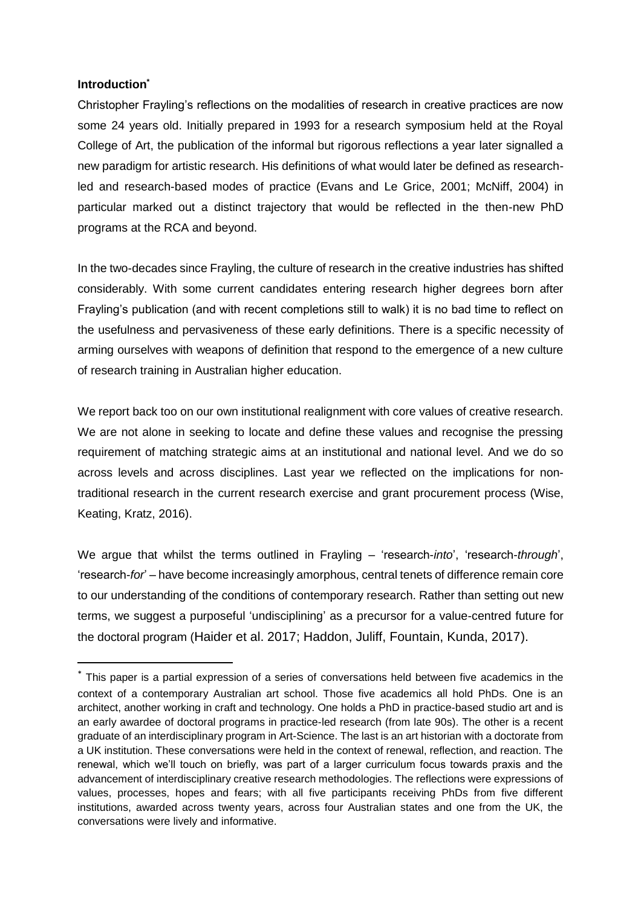**Introduction***

Christopher Frayling's reflections on the modalities of research in creative practices are now some 24 years old. Initially prepared in 1993 for a research symposium held at the Royal College of Art, the publication of the informal but rigorous reflections a year later signalled a new paradigm for artistic research. His definitions of what would later be defined as research-led and research-based modes of practice (Evans and Le Grice, 2001; McNiff, 2004) in particular marked out a distinct trajectory that would be reflected in the then-new PhD programs at the RCA and beyond.

In the two-decades since Frayling, the culture of research in the creative industries has shifted considerably. With some current candidates entering research higher degrees born after Frayling's publication (and with recent completions still to walk) it is no bad time to reflect on the usefulness and pervasiveness of these early definitions. There is a specific necessity of arming ourselves with weapons of definition that respond to the emergence of a new culture of research training in Australian higher education.

We report back too on our own institutional realignment with core values of creative research. We are not alone in seeking to locate and define these values and recognise the pressing requirement of matching strategic aims at an institutional and national level. And we do so across levels and across disciplines. Last year we reflected on the implications for non-traditional research in the current research exercise and grant procurement process (Wise, Keating, Kratz, 2016).

We argue that whilst the terms outlined in Frayling – 'research-*into*', 'research-*through*', 'research-*for*' – have become increasingly amorphous, central tenets of difference remain core to our understanding of the conditions of contemporary research. Rather than setting out new terms, we suggest a purposeful 'undisciplining' as a precursor for a value-centred future for the doctoral program (Haider et al. 2017; Haddon, Juliff, Fountain, Kunda, 2017).

* This paper is a partial expression of a series of conversations held between five academics in the context of a contemporary Australian art school. Those five academics all hold PhDs. One is an architect, another working in craft and technology. One holds a PhD in practice-based studio art and is an early awardee of doctoral programs in practice-led research (from late 90s). The other is a recent graduate of an interdisciplinary program in Art-Science. The last is an art historian with a doctorate from a UK institution. These conversations were held in the context of renewal, reflection, and reaction. The renewal, which we'll touch on briefly, was part of a larger curriculum focus towards praxis and the advancement of interdisciplinary creative research methodologies. The reflections were expressions of values, processes, hopes and fears; with all five participants receiving PhDs from five different institutions, awarded across twenty years, across four Australian states and one from the UK, the conversations were lively and informative.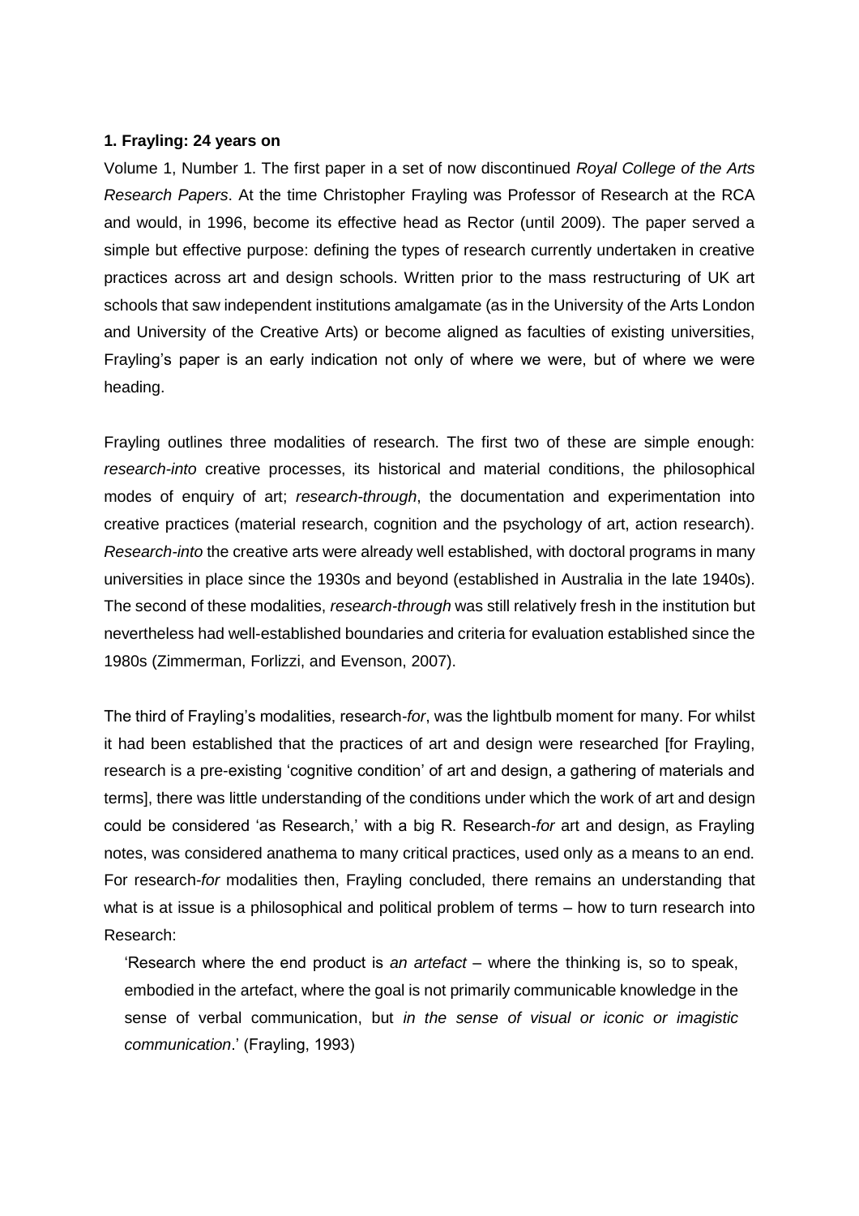**1. Frayling: 24 years on**

Volume 1, Number 1. The first paper in a set of now discontinued *Royal College of the Arts Research Papers*. At the time Christopher Frayling was Professor of Research at the RCA and would, in 1996, become its effective head as Rector (until 2009). The paper served a simple but effective purpose: defining the types of research currently undertaken in creative practices across art and design schools. Written prior to the mass restructuring of UK art schools that saw independent institutions amalgamate (as in the University of the Arts London and University of the Creative Arts) or become aligned as faculties of existing universities, Frayling's paper is an early indication not only of where we were, but of where we were heading.

Frayling outlines three modalities of research. The first two of these are simple enough: *research-into* creative processes, its historical and material conditions, the philosophical modes of enquiry of art; *research-through*, the documentation and experimentation into creative practices (material research, cognition and the psychology of art, action research). *Research-into* the creative arts were already well established, with doctoral programs in many universities in place since the 1930s and beyond (established in Australia in the late 1940s). The second of these modalities, *research-through* was still relatively fresh in the institution but nevertheless had well-established boundaries and criteria for evaluation established since the 1980s (Zimmerman, Forlizzi, and Evenson, 2007).

The third of Frayling's modalities, research-*for*, was the lightbulb moment for many. For whilst it had been established that the practices of art and design were researched [for Frayling, research is a pre-existing 'cognitive condition' of art and design, a gathering of materials and terms], there was little understanding of the conditions under which the work of art and design could be considered 'as Research,' with a big R. Research-*for* art and design, as Frayling notes, was considered anathema to many critical practices, used only as a means to an end. For research-*for* modalities then, Frayling concluded, there remains an understanding that what is at issue is a philosophical and political problem of terms – how to turn research into Research:

> 'Research where the end product is *an artefact* – where the thinking is, so to speak, embodied in the artefact, where the goal is not primarily communicable knowledge in the sense of verbal communication, but *in the sense of visual or iconic or imagistic communication*.' (Frayling, 1993)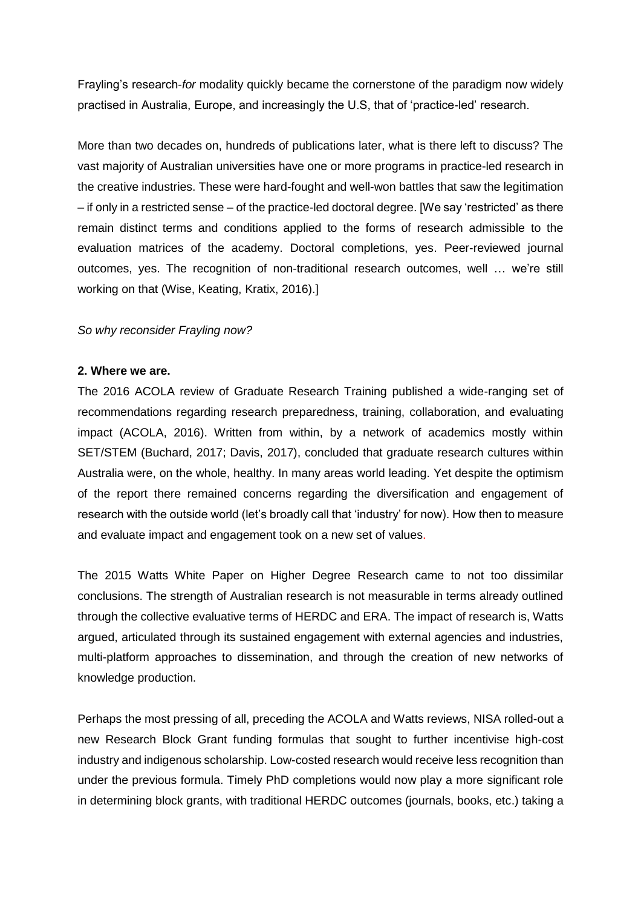Frayling's research-*for* modality quickly became the cornerstone of the paradigm now widely practised in Australia, Europe, and increasingly the U.S, that of 'practice-led' research.

More than two decades on, hundreds of publications later, what is there left to discuss? The vast majority of Australian universities have one or more programs in practice-led research in the creative industries. These were hard-fought and well-won battles that saw the legitimation – if only in a restricted sense – of the practice-led doctoral degree. [We say 'restricted' as there remain distinct terms and conditions applied to the forms of research admissible to the evaluation matrices of the academy. Doctoral completions, yes. Peer-reviewed journal outcomes, yes. The recognition of non-traditional research outcomes, well … we're still working on that (Wise, Keating, Kratix, 2016).]

*So why reconsider Frayling now?*

## 2. Where we are.

The 2016 ACOLA review of Graduate Research Training published a wide-ranging set of recommendations regarding research preparedness, training, collaboration, and evaluating impact (ACOLA, 2016). Written from within, by a network of academics mostly within SET/STEM (Buchard, 2017; Davis, 2017), concluded that graduate research cultures within Australia were, on the whole, healthy. In many areas world leading. Yet despite the optimism of the report there remained concerns regarding the diversification and engagement of research with the outside world (let's broadly call that 'industry' for now). How then to measure and evaluate impact and engagement took on a new set of values.

The 2015 Watts White Paper on Higher Degree Research came to not too dissimilar conclusions. The strength of Australian research is not measurable in terms already outlined through the collective evaluative terms of HERDC and ERA. The impact of research is, Watts argued, articulated through its sustained engagement with external agencies and industries, multi-platform approaches to dissemination, and through the creation of new networks of knowledge production.

Perhaps the most pressing of all, preceding the ACOLA and Watts reviews, NISA rolled-out a new Research Block Grant funding formulas that sought to further incentivise high-cost industry and indigenous scholarship. Low-costed research would receive less recognition than under the previous formula. Timely PhD completions would now play a more significant role in determining block grants, with traditional HERDC outcomes (journals, books, etc.) taking a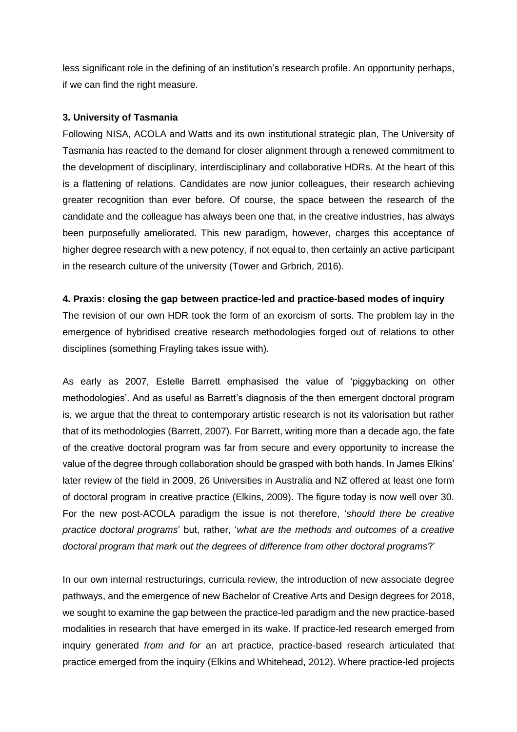less significant role in the defining of an institution's research profile. An opportunity perhaps, if we can find the right measure.

**3. University of Tasmania**

Following NISA, ACOLA and Watts and its own institutional strategic plan, The University of Tasmania has reacted to the demand for closer alignment through a renewed commitment to the development of disciplinary, interdisciplinary and collaborative HDRs. At the heart of this is a flattening of relations. Candidates are now junior colleagues, their research achieving greater recognition than ever before. Of course, the space between the research of the candidate and the colleague has always been one that, in the creative industries, has always been purposefully ameliorated. This new paradigm, however, charges this acceptance of higher degree research with a new potency, if not equal to, then certainly an active participant in the research culture of the university (Tower and Grbrich, 2016).

**4. Praxis: closing the gap between practice-led and practice-based modes of inquiry**

The revision of our own HDR took the form of an exorcism of sorts. The problem lay in the emergence of hybridised creative research methodologies forged out of relations to other disciplines (something Frayling takes issue with).

As early as 2007, Estelle Barrett emphasised the value of 'piggybacking on other methodologies'. And as useful as Barrett's diagnosis of the then emergent doctoral program is, we argue that the threat to contemporary artistic research is not its valorisation but rather that of its methodologies (Barrett, 2007). For Barrett, writing more than a decade ago, the fate of the creative doctoral program was far from secure and every opportunity to increase the value of the degree through collaboration should be grasped with both hands. In James Elkins' later review of the field in 2009, 26 Universities in Australia and NZ offered at least one form of doctoral program in creative practice (Elkins, 2009). The figure today is now well over 30. For the new post-ACOLA paradigm the issue is not therefore, '*should there be creative practice doctoral programs*' but, rather, '*what are the methods and outcomes of a creative doctoral program that mark out the degrees of difference from other doctoral programs*?'

In our own internal restructurings, curricula review, the introduction of new associate degree pathways, and the emergence of new Bachelor of Creative Arts and Design degrees for 2018, we sought to examine the gap between the practice-led paradigm and the new practice-based modalities in research that have emerged in its wake. If practice-led research emerged from inquiry generated *from and for* an art practice, practice-based research articulated that practice emerged from the inquiry (Elkins and Whitehead, 2012). Where practice-led projects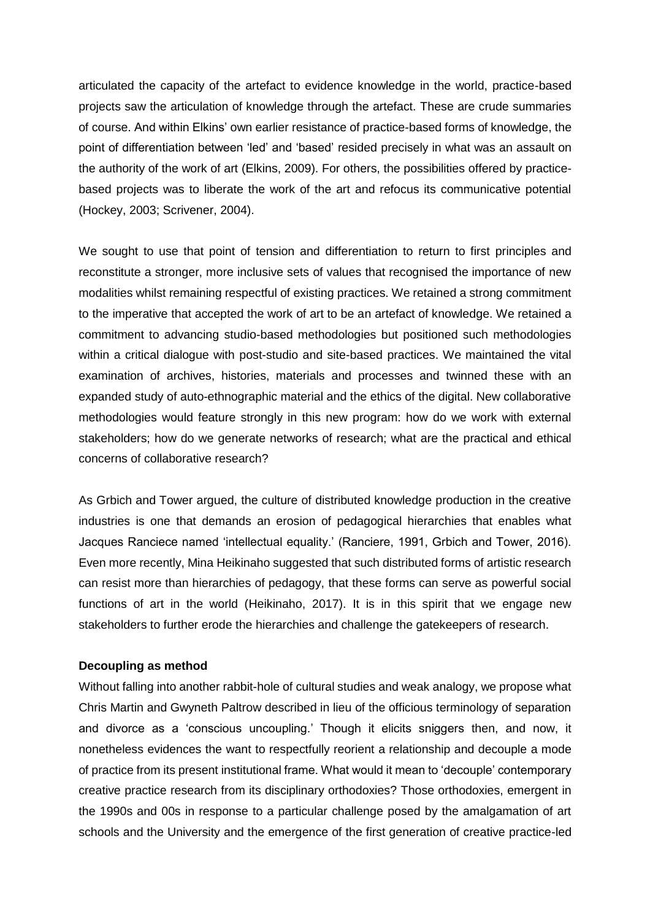articulated the capacity of the artefact to evidence knowledge in the world, practice-based projects saw the articulation of knowledge through the artefact. These are crude summaries of course. And within Elkins' own earlier resistance of practice-based forms of knowledge, the point of differentiation between 'led' and 'based' resided precisely in what was an assault on the authority of the work of art (Elkins, 2009). For others, the possibilities offered by practice-based projects was to liberate the work of the art and refocus its communicative potential (Hockey, 2003; Scrivener, 2004).

We sought to use that point of tension and differentiation to return to first principles and reconstitute a stronger, more inclusive sets of values that recognised the importance of new modalities whilst remaining respectful of existing practices. We retained a strong commitment to the imperative that accepted the work of art to be an artefact of knowledge. We retained a commitment to advancing studio-based methodologies but positioned such methodologies within a critical dialogue with post-studio and site-based practices. We maintained the vital examination of archives, histories, materials and processes and twinned these with an expanded study of auto-ethnographic material and the ethics of the digital. New collaborative methodologies would feature strongly in this new program: how do we work with external stakeholders; how do we generate networks of research; what are the practical and ethical concerns of collaborative research?

As Grbich and Tower argued, the culture of distributed knowledge production in the creative industries is one that demands an erosion of pedagogical hierarchies that enables what Jacques Ranciece named 'intellectual equality.' (Ranciere, 1991, Grbich and Tower, 2016). Even more recently, Mina Heikinaho suggested that such distributed forms of artistic research can resist more than hierarchies of pedagogy, that these forms can serve as powerful social functions of art in the world (Heikinaho, 2017). It is in this spirit that we engage new stakeholders to further erode the hierarchies and challenge the gatekeepers of research.

**Decoupling as method**

Without falling into another rabbit-hole of cultural studies and weak analogy, we propose what Chris Martin and Gwyneth Paltrow described in lieu of the officious terminology of separation and divorce as a 'conscious uncoupling.' Though it elicits sniggers then, and now, it nonetheless evidences the want to respectfully reorient a relationship and decouple a mode of practice from its present institutional frame. What would it mean to 'decouple' contemporary creative practice research from its disciplinary orthodoxies? Those orthodoxies, emergent in the 1990s and 00s in response to a particular challenge posed by the amalgamation of art schools and the University and the emergence of the first generation of creative practice-led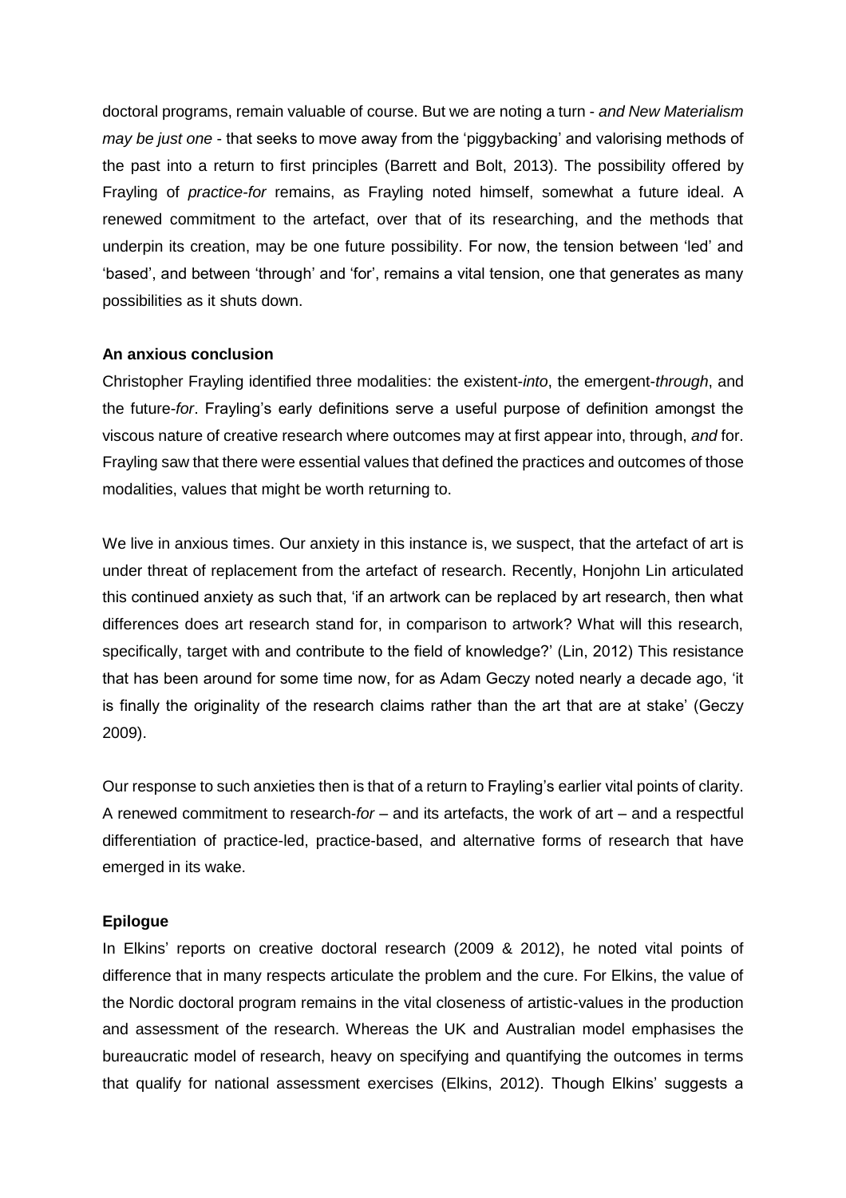doctoral programs, remain valuable of course. But we are noting a turn - *and New Materialism may be just one* - that seeks to move away from the 'piggybacking' and valorising methods of the past into a return to first principles (Barrett and Bolt, 2013). The possibility offered by Frayling of *practice-for* remains, as Frayling noted himself, somewhat a future ideal. A renewed commitment to the artefact, over that of its researching, and the methods that underpin its creation, may be one future possibility. For now, the tension between 'led' and 'based', and between 'through' and 'for', remains a vital tension, one that generates as many possibilities as it shuts down.

**An anxious conclusion**

Christopher Frayling identified three modalities: the existent-*into*, the emergent-*through*, and the future-*for*. Frayling's early definitions serve a useful purpose of definition amongst the viscous nature of creative research where outcomes may at first appear into, through, *and* for. Frayling saw that there were essential values that defined the practices and outcomes of those modalities, values that might be worth returning to.

We live in anxious times. Our anxiety in this instance is, we suspect, that the artefact of art is under threat of replacement from the artefact of research. Recently, Honjohn Lin articulated this continued anxiety as such that, 'if an artwork can be replaced by art research, then what differences does art research stand for, in comparison to artwork? What will this research, specifically, target with and contribute to the field of knowledge?' (Lin, 2012) This resistance that has been around for some time now, for as Adam Geczy noted nearly a decade ago, 'it is finally the originality of the research claims rather than the art that are at stake' (Geczy 2009).

Our response to such anxieties then is that of a return to Frayling's earlier vital points of clarity. A renewed commitment to research-*for* – and its artefacts, the work of art – and a respectful differentiation of practice-led, practice-based, and alternative forms of research that have emerged in its wake.

**Epilogue**

In Elkins' reports on creative doctoral research (2009 & 2012), he noted vital points of difference that in many respects articulate the problem and the cure. For Elkins, the value of the Nordic doctoral program remains in the vital closeness of artistic-values in the production and assessment of the research. Whereas the UK and Australian model emphasises the bureaucratic model of research, heavy on specifying and quantifying the outcomes in terms that qualify for national assessment exercises (Elkins, 2012). Though Elkins' suggests a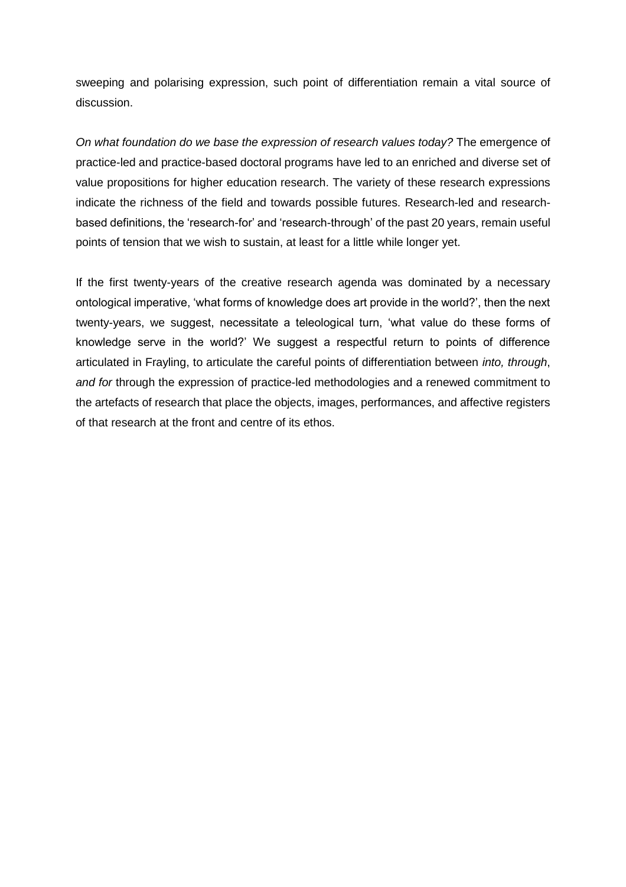sweeping and polarising expression, such point of differentiation remain a vital source of discussion.

*On what foundation do we base the expression of research values today?* The emergence of practice-led and practice-based doctoral programs have led to an enriched and diverse set of value propositions for higher education research. The variety of these research expressions indicate the richness of the field and towards possible futures. Research-led and research-based definitions, the 'research-for' and 'research-through' of the past 20 years, remain useful points of tension that we wish to sustain, at least for a little while longer yet.

If the first twenty-years of the creative research agenda was dominated by a necessary ontological imperative, 'what forms of knowledge does art provide in the world?', then the next twenty-years, we suggest, necessitate a teleological turn, 'what value do these forms of knowledge serve in the world?' We suggest a respectful return to points of difference articulated in Frayling, to articulate the careful points of differentiation between *into, through*, *and for* through the expression of practice-led methodologies and a renewed commitment to the artefacts of research that place the objects, images, performances, and affective registers of that research at the front and centre of its ethos.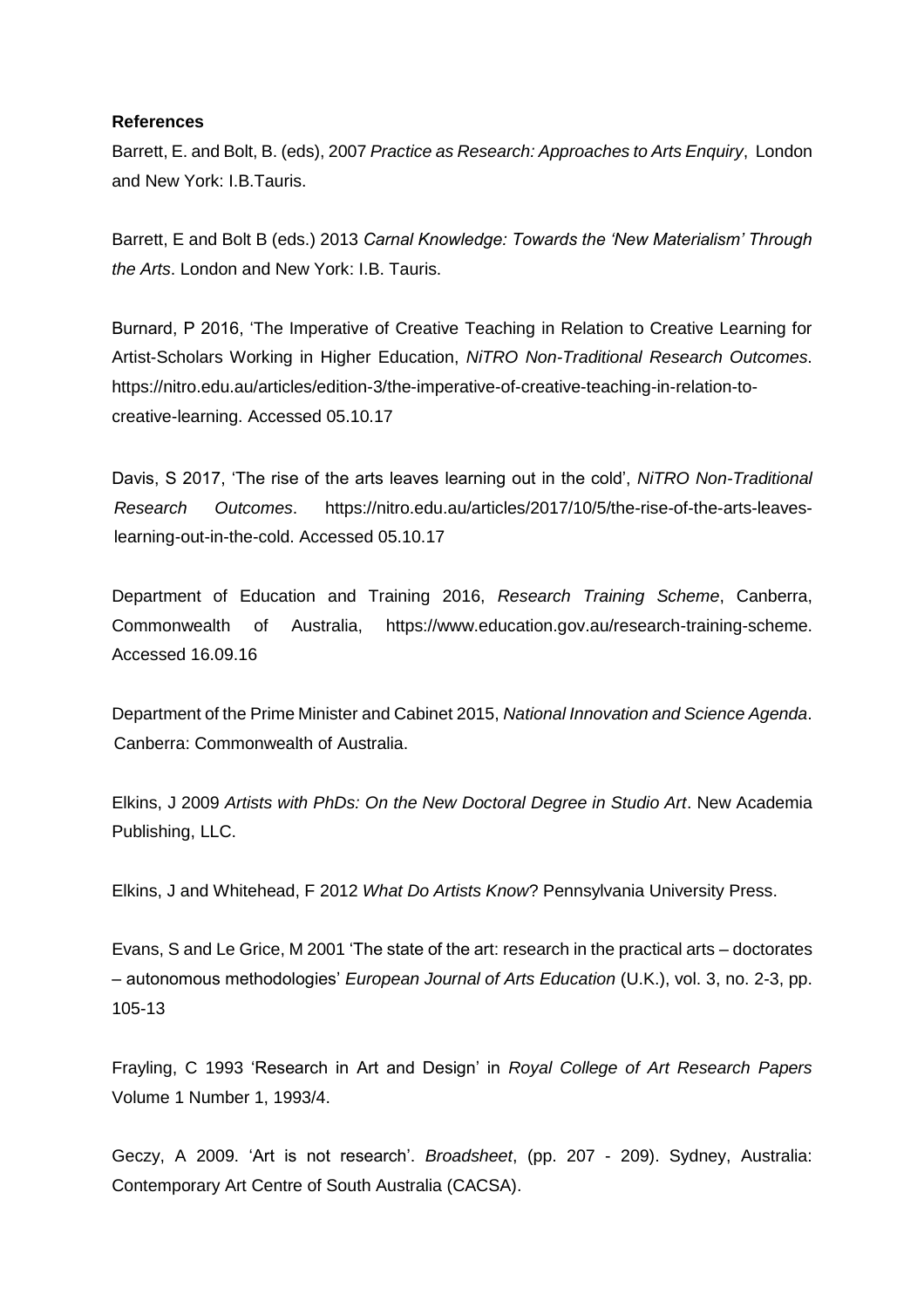**References**

Barrett, E. and Bolt, B. (eds), 2007 *Practice as Research: Approaches to Arts Enquiry*, London and New York: I.B.Tauris.

Barrett, E and Bolt B (eds.) 2013 *Carnal Knowledge: Towards the 'New Materialism' Through the Arts*. London and New York: I.B. Tauris.

Burnard, P 2016, 'The Imperative of Creative Teaching in Relation to Creative Learning for Artist-Scholars Working in Higher Education, *NiTRO Non-Traditional Research Outcomes*. https://nitro.edu.au/articles/edition-3/the-imperative-of-creative-teaching-in-relation-to-creative-learning. Accessed 05.10.17

Davis, S 2017, 'The rise of the arts leaves learning out in the cold', *NiTRO Non-Traditional Research Outcomes*. https://nitro.edu.au/articles/2017/10/5/the-rise-of-the-arts-leaves-learning-out-in-the-cold. Accessed 05.10.17

Department of Education and Training 2016, *Research Training Scheme*, Canberra, Commonwealth of Australia, https://www.education.gov.au/research-training-scheme. Accessed 16.09.16

Department of the Prime Minister and Cabinet 2015, *National Innovation and Science Agenda*. Canberra: Commonwealth of Australia.

Elkins, J 2009 *Artists with PhDs: On the New Doctoral Degree in Studio Art*. New Academia Publishing, LLC.

Elkins, J and Whitehead, F 2012 *What Do Artists Know*? Pennsylvania University Press.

Evans, S and Le Grice, M 2001 'The state of the art: research in the practical arts – doctorates – autonomous methodologies' *European Journal of Arts Education* (U.K.), vol. 3, no. 2-3, pp. 105-13

Frayling, C 1993 'Research in Art and Design' in *Royal College of Art Research Papers* Volume 1 Number 1, 1993/4.

Geczy, A 2009. 'Art is not research'. *Broadsheet*, (pp. 207 - 209). Sydney, Australia: Contemporary Art Centre of South Australia (CACSA).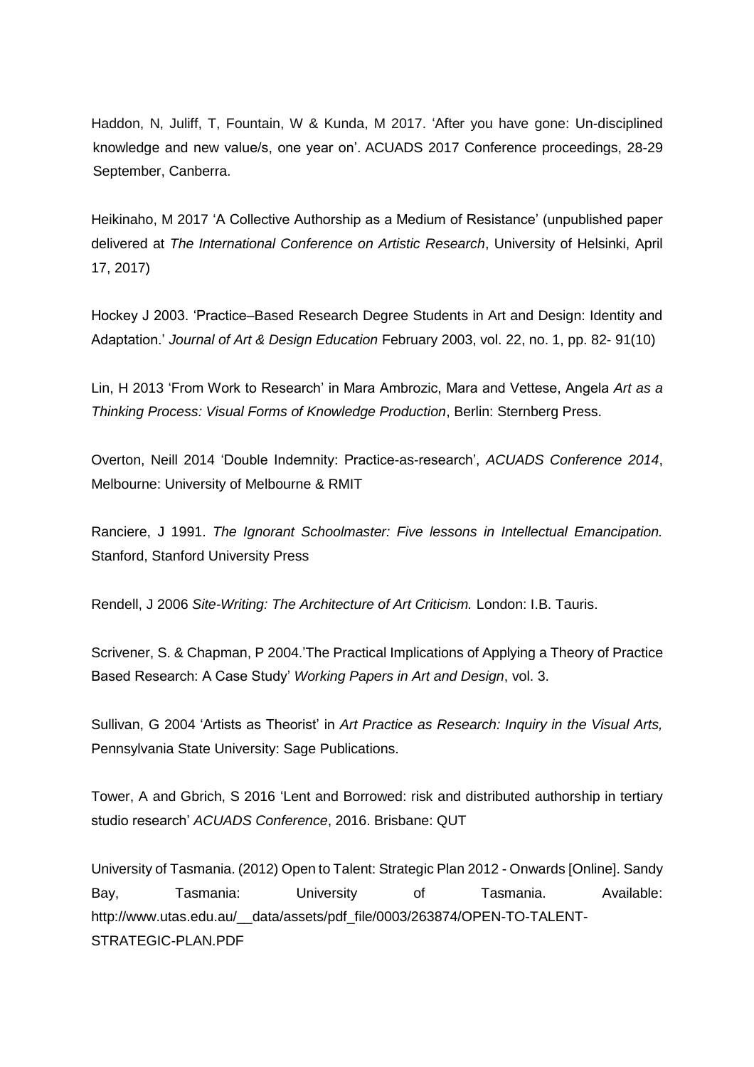Haddon, N, Juliff, T, Fountain, W & Kunda, M 2017. 'After you have gone: Un-disciplined knowledge and new value/s, one year on'. ACUADS 2017 Conference proceedings, 28-29 September, Canberra.

Heikinaho, M 2017 'A Collective Authorship as a Medium of Resistance' (unpublished paper delivered at *The International Conference on Artistic Research*, University of Helsinki, April 17, 2017)

Hockey J 2003. 'Practice–Based Research Degree Students in Art and Design: Identity and Adaptation.' *Journal of Art & Design Education* February 2003, vol. 22, no. 1, pp. 82- 91(10)

Lin, H 2013 'From Work to Research' in Mara Ambrozic, Mara and Vettese, Angela *Art as a Thinking Process: Visual Forms of Knowledge Production*, Berlin: Sternberg Press.

Overton, Neill 2014 'Double Indemnity: Practice-as-research', *ACUADS Conference 2014*, Melbourne: University of Melbourne & RMIT

Ranciere, J 1991. *The Ignorant Schoolmaster: Five lessons in Intellectual Emancipation.* Stanford, Stanford University Press

Rendell, J 2006 *Site-Writing: The Architecture of Art Criticism.* London: I.B. Tauris.

Scrivener, S. & Chapman, P 2004.'The Practical Implications of Applying a Theory of Practice Based Research: A Case Study' *Working Papers in Art and Design*, vol. 3.

Sullivan, G 2004 'Artists as Theorist' in *Art Practice as Research: Inquiry in the Visual Arts,* Pennsylvania State University: Sage Publications.

Tower, A and Gbrich, S 2016 'Lent and Borrowed: risk and distributed authorship in tertiary studio research' *ACUADS Conference*, 2016. Brisbane: QUT

University of Tasmania. (2012) Open to Talent: Strategic Plan 2012 - Onwards [Online]. Sandy Bay, Tasmania: University of Tasmania. Available: http://www.utas.edu.au/__data/assets/pdf_file/0003/263874/OPEN-TO-TALENT-STRATEGIC-PLAN.PDF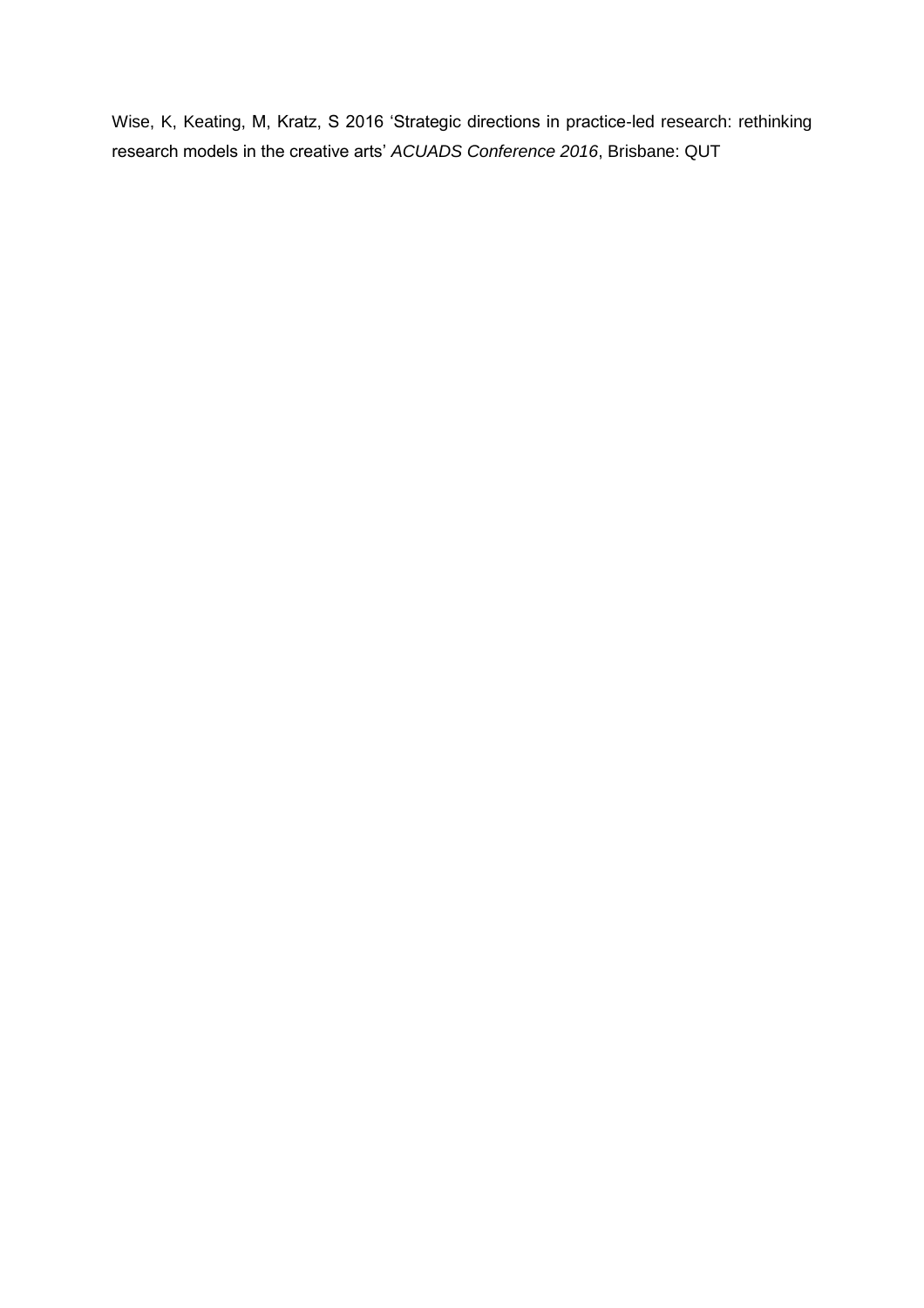Wise, K, Keating, M, Kratz, S 2016 'Strategic directions in practice-led research: rethinking research models in the creative arts' *ACUADS Conference 2016*, Brisbane: QUT